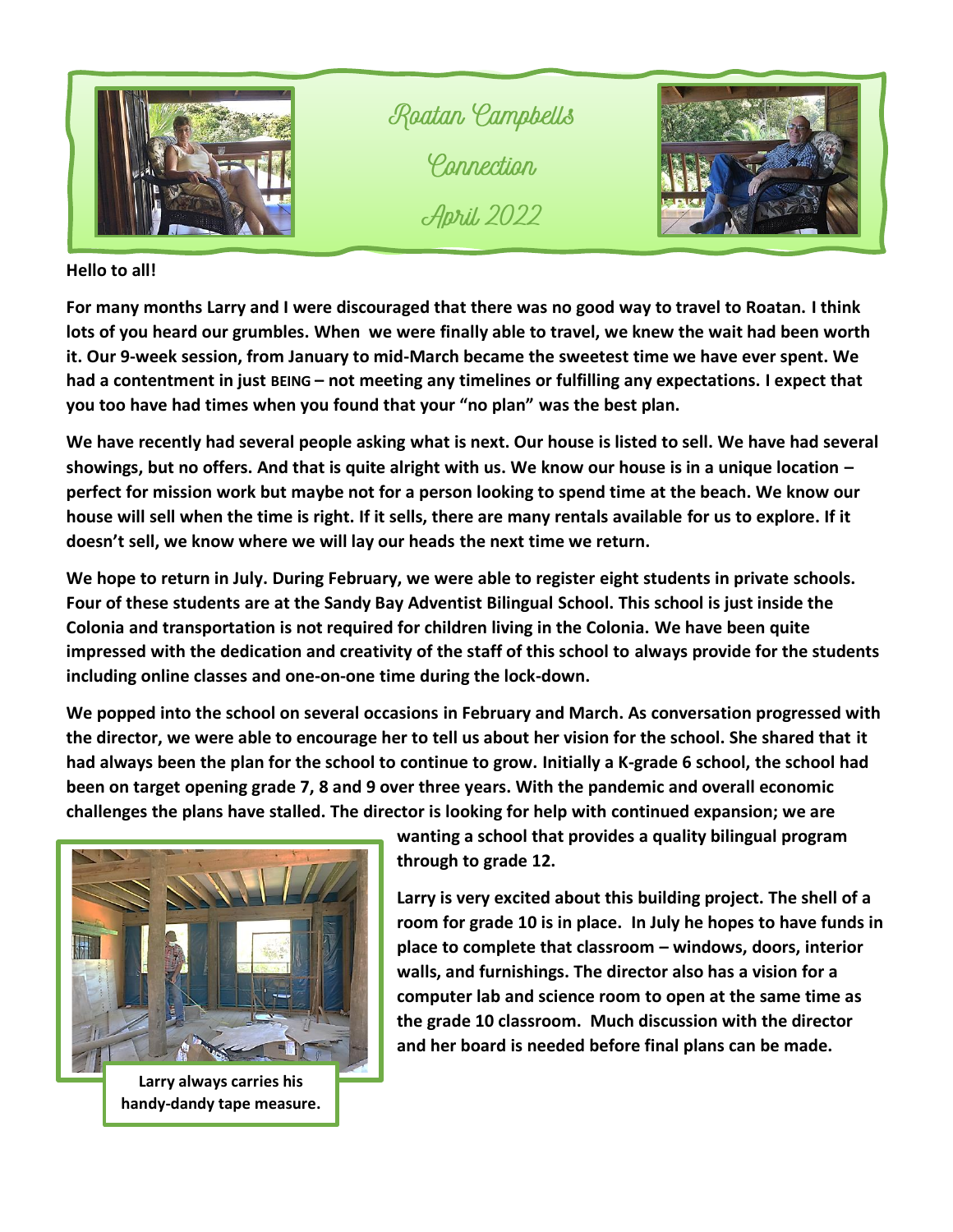# Roatan Campbells Connection

## April 2022

**Hello to all!**

**For many months Larry and I were discouraged that there was no good way to travel to Roatan. I think lots of you heard our grumbles. When we were finally able to travel, we knew the wait had been worth it. Our 9-week session, from January to mid-March became the sweetest time we have ever spent. We had a contentment in just BEING – not meeting any timelines or fulfilling any expectations. I expect that you too have had times when you found that your "no plan" was the best plan.**

**We have recently had several people asking what is next. Our house is listed to sell. We have had several showings, but no offers. And that is quite alright with us. We know our house is in a unique location – perfect for mission work but maybe not for a person looking to spend time at the beach. We know our house will sell when the time is right. If it sells, there are many rentals available for us to explore. If it doesn't sell, we know where we will lay our heads the next time we return.**

**We hope to return in July. During February, we were able to register eight students in private schools. Four of these students are at the Sandy Bay Adventist Bilingual School. This school is just inside the Colonia and transportation is not required for children living in the Colonia. We have been quite impressed with the dedication and creativity of the staff of this school to always provide for the students including online classes and one-on-one time during the lock-down.**

**We popped into the school on several occasions in February and March. As conversation progressed with the director, we were able to encourage her to tell us about her vision for the school. She shared that it had always been the plan for the school to continue to grow. Initially a K-grade 6 school, the school had been on target opening grade 7, 8 and 9 over three years. With the pandemic and overall economic challenges the plans have stalled. The director is looking for help with continued expansion; we are wanting a school that provides a quality bilingual program through to grade 12.**

**Larry always carries his handy-dandy tape measure.**

**Larry is very excited about this building project. The shell of a room for grade 10 is in place. In July he hopes to have funds in place to complete that classroom – windows, doors, interior walls, and furnishings. The director also has a vision for a computer lab and science room to open at the same time as the grade 10 classroom. Much discussion with the director and her board is needed before final plans can be made.**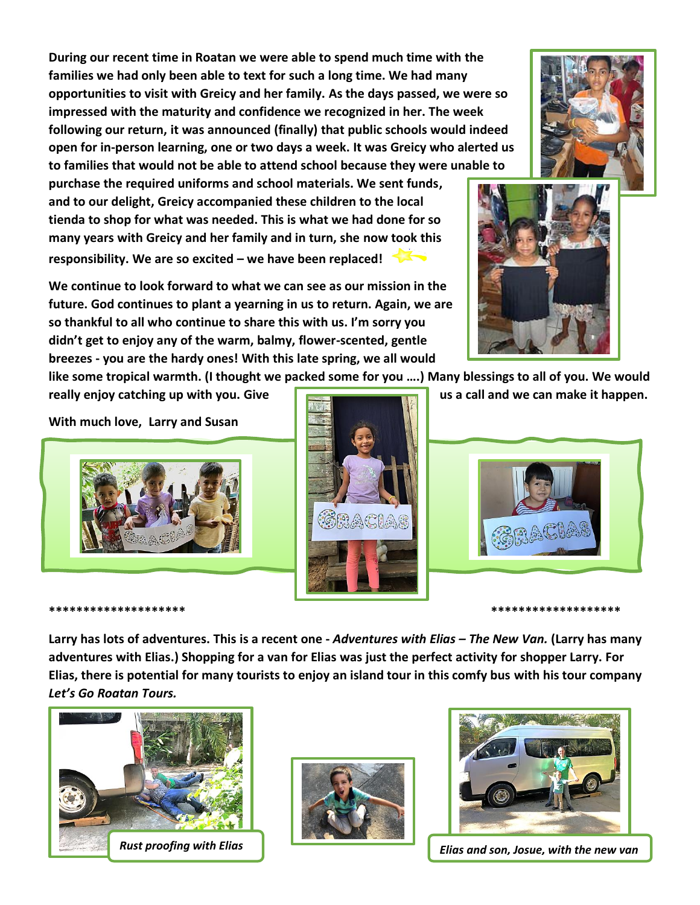**During our recent time in Roatan we were able to spend much time with the families we had only been able to text for such a long time. We had many opportunities to visit with Greicy and her family. As the days passed, we were so impressed with the maturity and confidence we recognized in her. The week following our return, it was announced (finally) that public schools would indeed open for in-person learning, one or two days a week. It was Greicy who alerted us to families that would not be able to attend school because they were unable to purchase the required uniforms and school materials. We sent funds, and to our delight, Greicy accompanied these children to the local tienda to shop for what was needed. This is what we had done for so many years with Greicy and her family and in turn, she now took this responsibility. We are so excited – we have been replaced!**

**We continue to look forward to what we can see as our mission in the future. God continues to plant a yearning in us to return. Again, we are so thankful to all who continue to share this with us. I'm sorry you didn't get to enjoy any of the warm, balmy, flower-scented, gentle breezes - you are the hardy ones! With this late spring, we all would like some tropical warmth. (I thought we packed some for you ….) Many blessings to all of you. We would really enjoy catching up with you. Give us a call and we can make it happen.**

**With much love, Larry and Susan**

******************* *******************

**Larry has lots of adventures. This is a recent one - *Adventures with Elias – The New Van.* (Larry has many adventures with Elias.) Shopping for a van for Elias was just the perfect activity for shopper Larry. For Elias, there is potential for many tourists to enjoy an island tour in this comfy bus with his tour company *Let's Go Roatan Tours.***

*Rust proofing with Elias*

*Elias and son, Josue, with the new van*